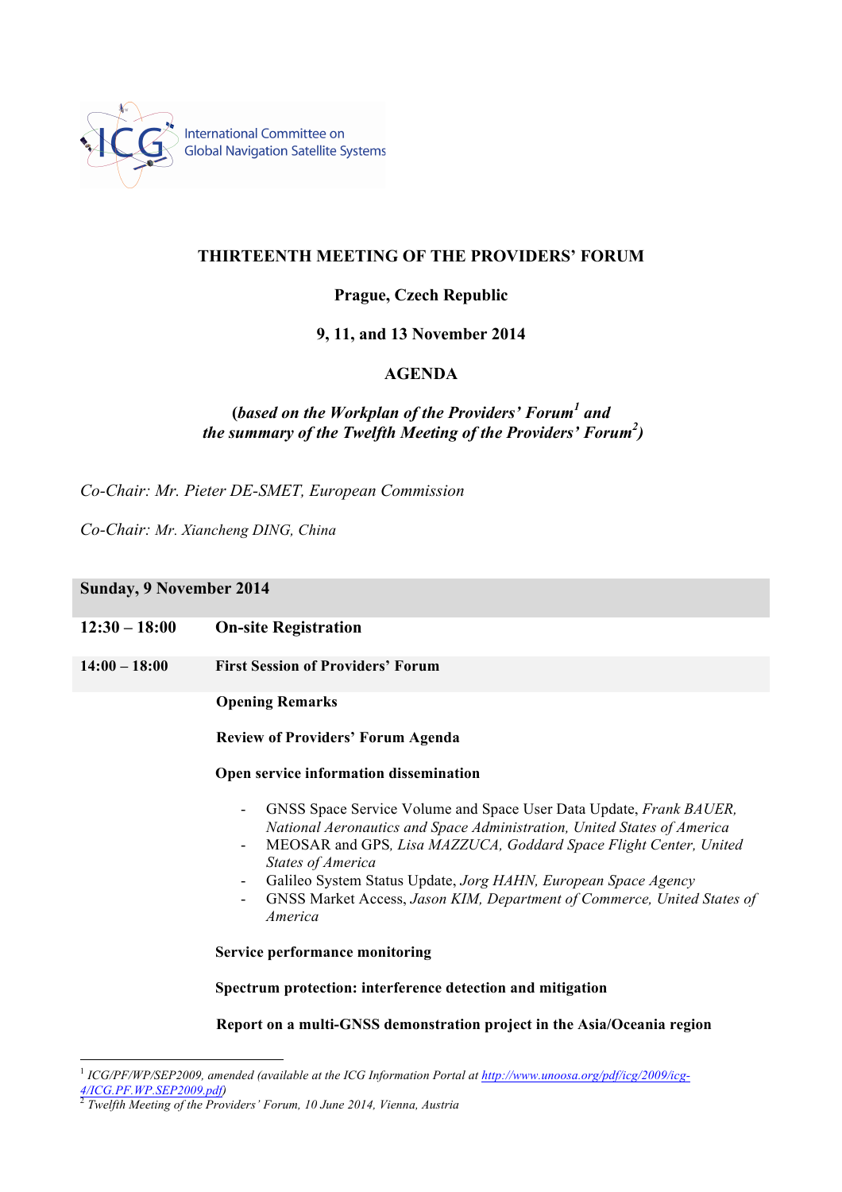International Committee on Global Navigation Satellite Systems

## THIRTEENTH MEETING OF THE PROVIDERS' FORUM

**Prague, Czech Republic**

**9, 11, and 13 November 2014**

## AGENDA

***(based on the Workplan of the Providers' Forum[1] and the summary of the Twelfth Meeting of the Providers' Forum[2])***

*Co-Chair: Mr. Pieter DE-SMET, European Commission*

*Co-Chair: Mr. Xiancheng DING, China*

### Sunday, 9 November 2014

**12:30 – 18:00** **On-site Registration**

**14:00 – 18:00** **First Session of Providers' Forum**

**Opening Remarks**

**Review of Providers' Forum Agenda**

**Open service information dissemination**

- GNSS Space Service Volume and Space User Data Update, *Frank BAUER, National Aeronautics and Space Administration, United States of America*
- MEOSAR and GPS, *Lisa MAZZUCA, Goddard Space Flight Center, United States of America*
- Galileo System Status Update, *Jorg HAHN, European Space Agency*
- GNSS Market Access, *Jason KIM, Department of Commerce, United States of America*

**Service performance monitoring**

**Spectrum protection: interference detection and mitigation**

**Report on a multi-GNSS demonstration project in the Asia/Oceania region**

---

[1] *ICG/PF/WP/SEP2009, amended (available at the ICG Information Portal at http://www.unoosa.org/pdf/icg/2009/icg-4/ICG.PF.WP.SEP2009.pdf)*

[2] *Twelfth Meeting of the Providers' Forum, 10 June 2014, Vienna, Austria*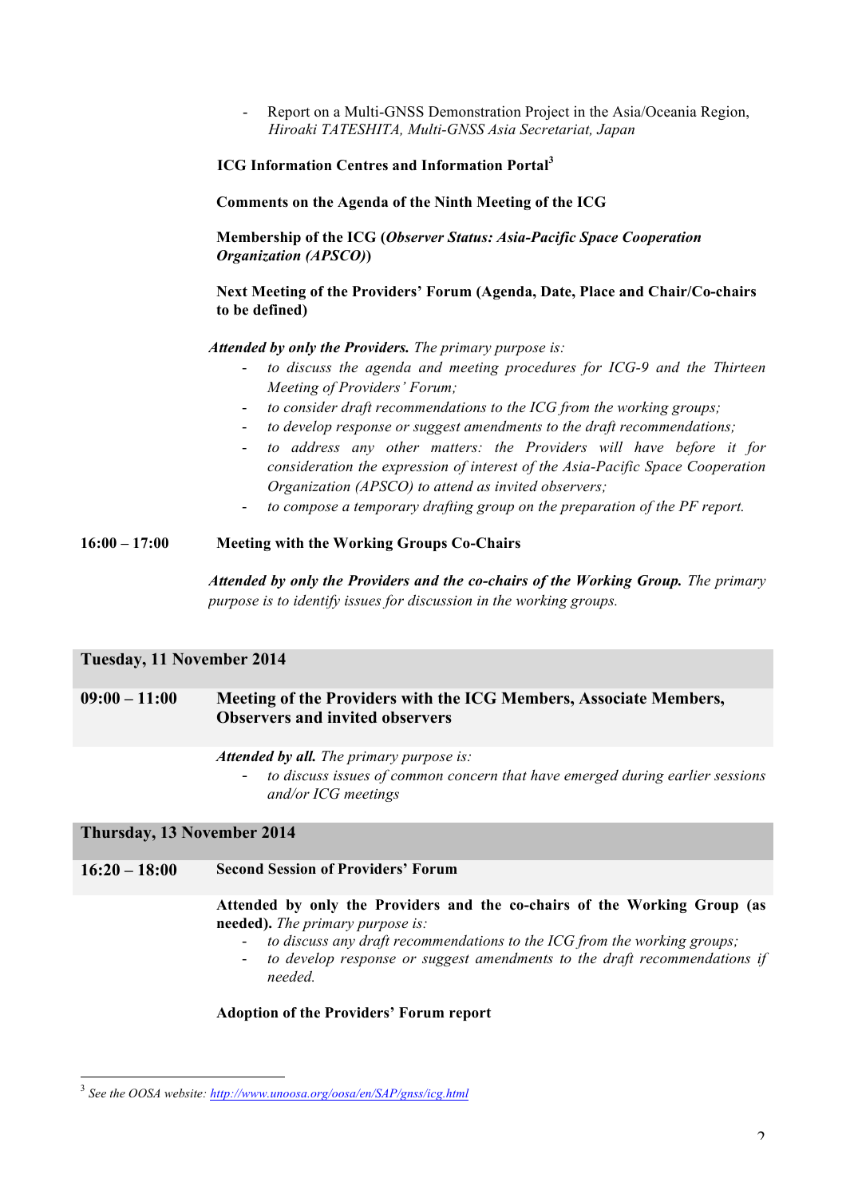- Report on a Multi-GNSS Demonstration Project in the Asia/Oceania Region, *Hiroaki TATESHITA, Multi-GNSS Asia Secretariat, Japan*

**ICG Information Centres and Information Portal**[3]

**Comments on the Agenda of the Ninth Meeting of the ICG**

**Membership of the ICG (*Observer Status: Asia-Pacific Space Cooperation Organization (APSCO)*)**

**Next Meeting of the Providers' Forum (Agenda, Date, Place and Chair/Co-chairs to be defined)**

***Attended by only the Providers.*** *The primary purpose is:*

- *to discuss the agenda and meeting procedures for ICG-9 and the Thirteen Meeting of Providers' Forum;*
- *to consider draft recommendations to the ICG from the working groups;*
- *to develop response or suggest amendments to the draft recommendations;*
- *to address any other matters: the Providers will have before it for consideration the expression of interest of the Asia-Pacific Space Cooperation Organization (APSCO) to attend as invited observers;*
- *to compose a temporary drafting group on the preparation of the PF report.*

**16:00 – 17:00** **Meeting with the Working Groups Co-Chairs**

***Attended by only the Providers and the co-chairs of the Working Group.*** *The primary purpose is to identify issues for discussion in the working groups.*

## Tuesday, 11 November 2014

**09:00 – 11:00** **Meeting of the Providers with the ICG Members, Associate Members, Observers and invited observers**

***Attended by all.*** *The primary purpose is:*

- *to discuss issues of common concern that have emerged during earlier sessions and/or ICG meetings*

## Thursday, 13 November 2014

**16:20 – 18:00** **Second Session of Providers' Forum**

**Attended by only the Providers and the co-chairs of the Working Group (as needed).** *The primary purpose is:*

- *to discuss any draft recommendations to the ICG from the working groups;*
- *to develop response or suggest amendments to the draft recommendations if needed.*

**Adoption of the Providers' Forum report**

---

[3] *See the OOSA website: http://www.unoosa.org/oosa/en/SAP/gnss/icg.html*